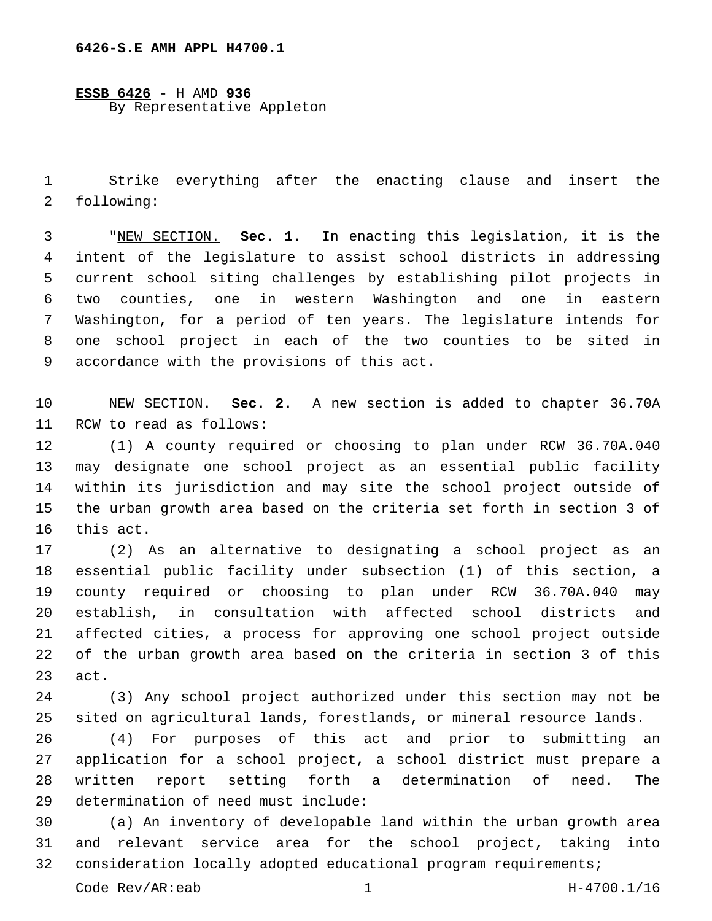6426-S.E AMH APPL H4700.1

**ESSB 6426** - H AMD **936**
By Representative Appleton

Strike everything after the enacting clause and insert the following:

"NEW SECTION. **Sec. 1.** In enacting this legislation, it is the intent of the legislature to assist school districts in addressing current school siting challenges by establishing pilot projects in two counties, one in western Washington and one in eastern Washington, for a period of ten years. The legislature intends for one school project in each of the two counties to be sited in accordance with the provisions of this act.

NEW SECTION. **Sec. 2.** A new section is added to chapter 36.70A RCW to read as follows:

(1) A county required or choosing to plan under RCW 36.70A.040 may designate one school project as an essential public facility within its jurisdiction and may site the school project outside of the urban growth area based on the criteria set forth in section 3 of this act.

(2) As an alternative to designating a school project as an essential public facility under subsection (1) of this section, a county required or choosing to plan under RCW 36.70A.040 may establish, in consultation with affected school districts and affected cities, a process for approving one school project outside of the urban growth area based on the criteria in section 3 of this act.

(3) Any school project authorized under this section may not be sited on agricultural lands, forestlands, or mineral resource lands.

(4) For purposes of this act and prior to submitting an application for a school project, a school district must prepare a written report setting forth a determination of need. The determination of need must include:

(a) An inventory of developable land within the urban growth area and relevant service area for the school project, taking into consideration locally adopted educational program requirements;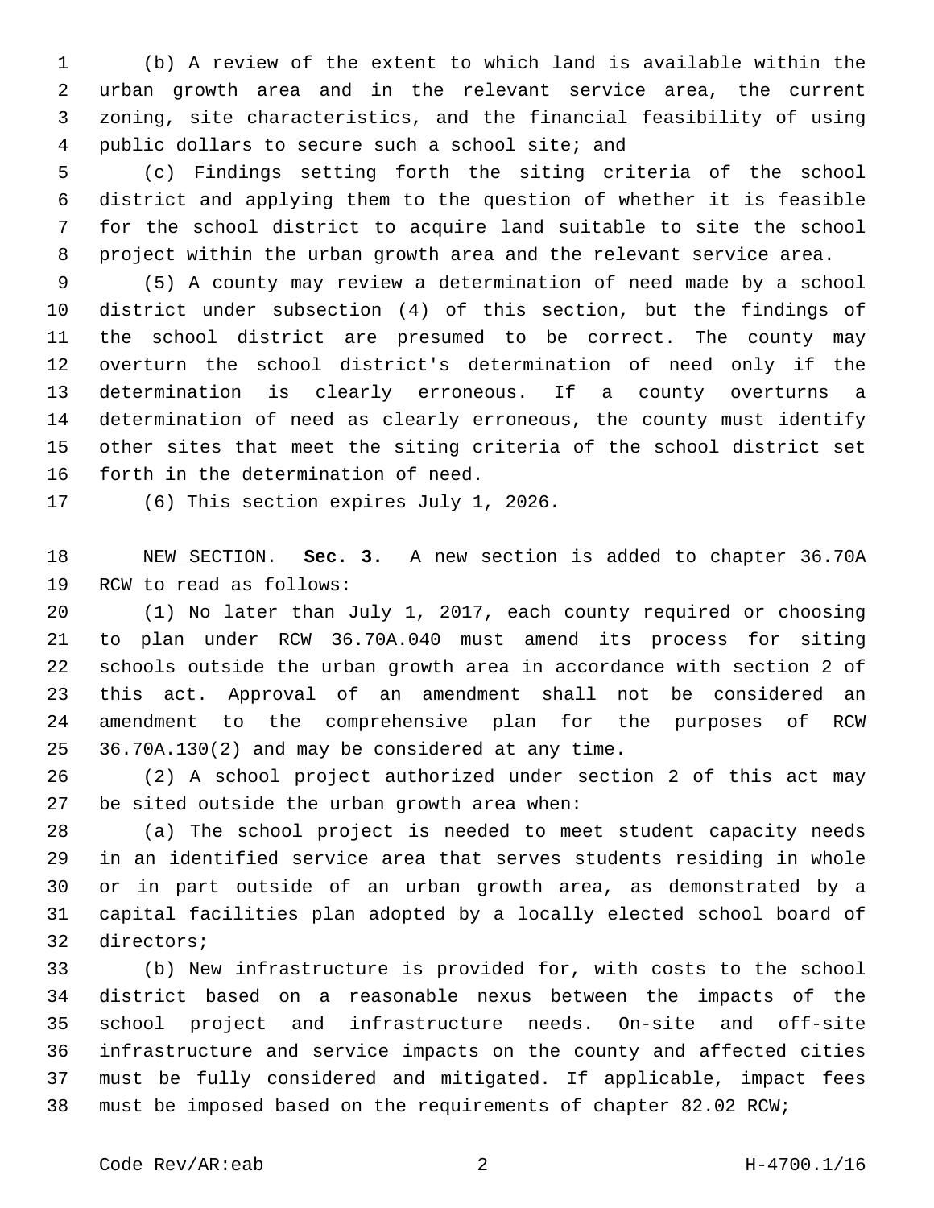(b) A review of the extent to which land is available within the urban growth area and in the relevant service area, the current zoning, site characteristics, and the financial feasibility of using public dollars to secure such a school site; and

(c) Findings setting forth the siting criteria of the school district and applying them to the question of whether it is feasible for the school district to acquire land suitable to site the school project within the urban growth area and the relevant service area.

(5) A county may review a determination of need made by a school district under subsection (4) of this section, but the findings of the school district are presumed to be correct. The county may overturn the school district's determination of need only if the determination is clearly erroneous. If a county overturns a determination of need as clearly erroneous, the county must identify other sites that meet the siting criteria of the school district set forth in the determination of need.

(6) This section expires July 1, 2026.

NEW SECTION. **Sec. 3.** A new section is added to chapter 36.70A RCW to read as follows:

(1) No later than July 1, 2017, each county required or choosing to plan under RCW 36.70A.040 must amend its process for siting schools outside the urban growth area in accordance with section 2 of this act. Approval of an amendment shall not be considered an amendment to the comprehensive plan for the purposes of RCW 36.70A.130(2) and may be considered at any time.

(2) A school project authorized under section 2 of this act may be sited outside the urban growth area when:

(a) The school project is needed to meet student capacity needs in an identified service area that serves students residing in whole or in part outside of an urban growth area, as demonstrated by a capital facilities plan adopted by a locally elected school board of directors;

(b) New infrastructure is provided for, with costs to the school district based on a reasonable nexus between the impacts of the school project and infrastructure needs. On-site and off-site infrastructure and service impacts on the county and affected cities must be fully considered and mitigated. If applicable, impact fees must be imposed based on the requirements of chapter 82.02 RCW;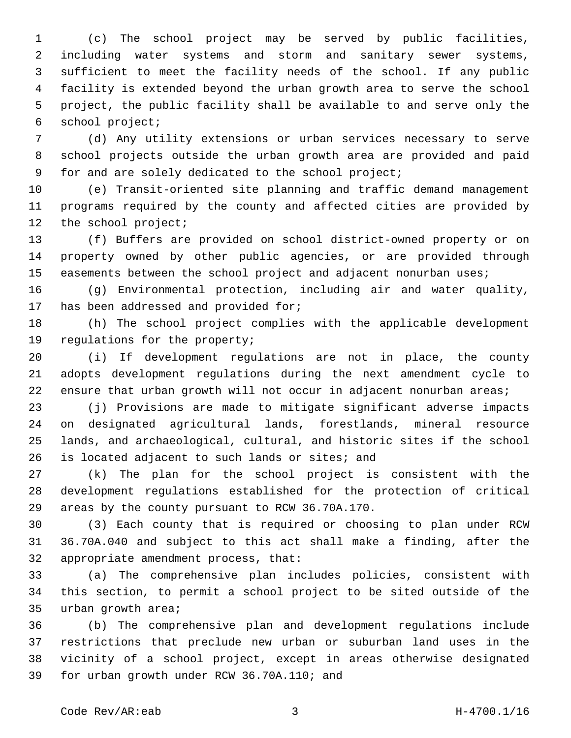(c) The school project may be served by public facilities, including water systems and storm and sanitary sewer systems, sufficient to meet the facility needs of the school. If any public facility is extended beyond the urban growth area to serve the school project, the public facility shall be available to and serve only the school project;

(d) Any utility extensions or urban services necessary to serve school projects outside the urban growth area are provided and paid for and are solely dedicated to the school project;

(e) Transit-oriented site planning and traffic demand management programs required by the county and affected cities are provided by the school project;

(f) Buffers are provided on school district-owned property or on property owned by other public agencies, or are provided through easements between the school project and adjacent nonurban uses;

(g) Environmental protection, including air and water quality, has been addressed and provided for;

(h) The school project complies with the applicable development regulations for the property;

(i) If development regulations are not in place, the county adopts development regulations during the next amendment cycle to ensure that urban growth will not occur in adjacent nonurban areas;

(j) Provisions are made to mitigate significant adverse impacts on designated agricultural lands, forestlands, mineral resource lands, and archaeological, cultural, and historic sites if the school is located adjacent to such lands or sites; and

(k) The plan for the school project is consistent with the development regulations established for the protection of critical areas by the county pursuant to RCW 36.70A.170.

(3) Each county that is required or choosing to plan under RCW 36.70A.040 and subject to this act shall make a finding, after the appropriate amendment process, that:

(a) The comprehensive plan includes policies, consistent with this section, to permit a school project to be sited outside of the urban growth area;

(b) The comprehensive plan and development regulations include restrictions that preclude new urban or suburban land uses in the vicinity of a school project, except in areas otherwise designated for urban growth under RCW 36.70A.110; and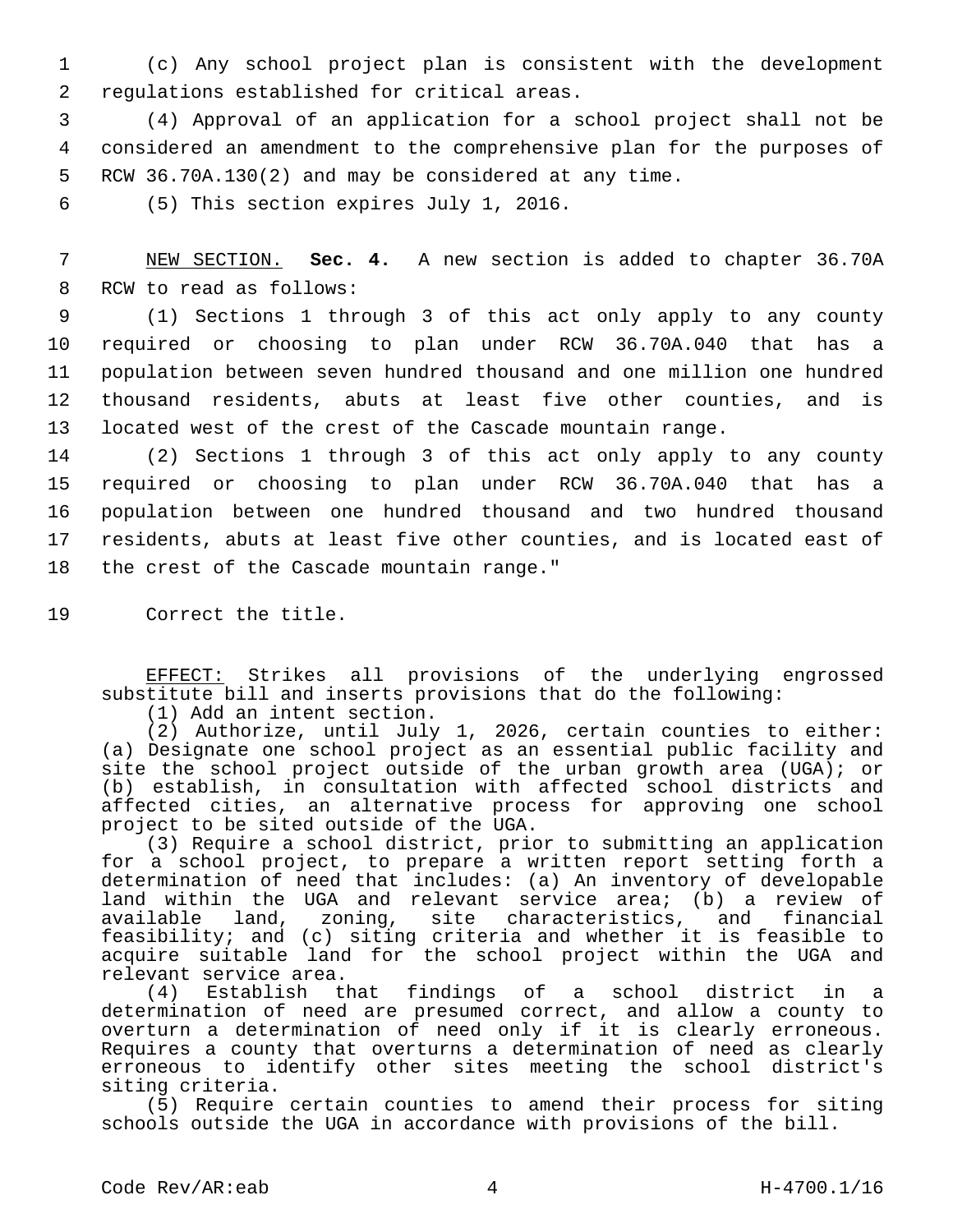(c) Any school project plan is consistent with the development regulations established for critical areas.

(4) Approval of an application for a school project shall not be considered an amendment to the comprehensive plan for the purposes of RCW 36.70A.130(2) and may be considered at any time.

(5) This section expires July 1, 2016.

NEW SECTION. **Sec. 4.** A new section is added to chapter 36.70A RCW to read as follows:

(1) Sections 1 through 3 of this act only apply to any county required or choosing to plan under RCW 36.70A.040 that has a population between seven hundred thousand and one million one hundred thousand residents, abuts at least five other counties, and is located west of the crest of the Cascade mountain range.

(2) Sections 1 through 3 of this act only apply to any county required or choosing to plan under RCW 36.70A.040 that has a population between one hundred thousand and two hundred thousand residents, abuts at least five other counties, and is located east of the crest of the Cascade mountain range."

Correct the title.

EFFECT: Strikes all provisions of the underlying engrossed substitute bill and inserts provisions that do the following:

(1) Add an intent section.

(2) Authorize, until July 1, 2026, certain counties to either: (a) Designate one school project as an essential public facility and site the school project outside of the urban growth area (UGA); or (b) establish, in consultation with affected school districts and affected cities, an alternative process for approving one school project to be sited outside of the UGA.

(3) Require a school district, prior to submitting an application for a school project, to prepare a written report setting forth a determination of need that includes: (a) An inventory of developable land within the UGA and relevant service area; (b) a review of available land, zoning, site characteristics, and financial feasibility; and (c) siting criteria and whether it is feasible to acquire suitable land for the school project within the UGA and relevant service area.

(4) Establish that findings of a school district in a determination of need are presumed correct, and allow a county to overturn a determination of need only if it is clearly erroneous. Requires a county that overturns a determination of need as clearly erroneous to identify other sites meeting the school district's siting criteria.

(5) Require certain counties to amend their process for siting schools outside the UGA in accordance with provisions of the bill.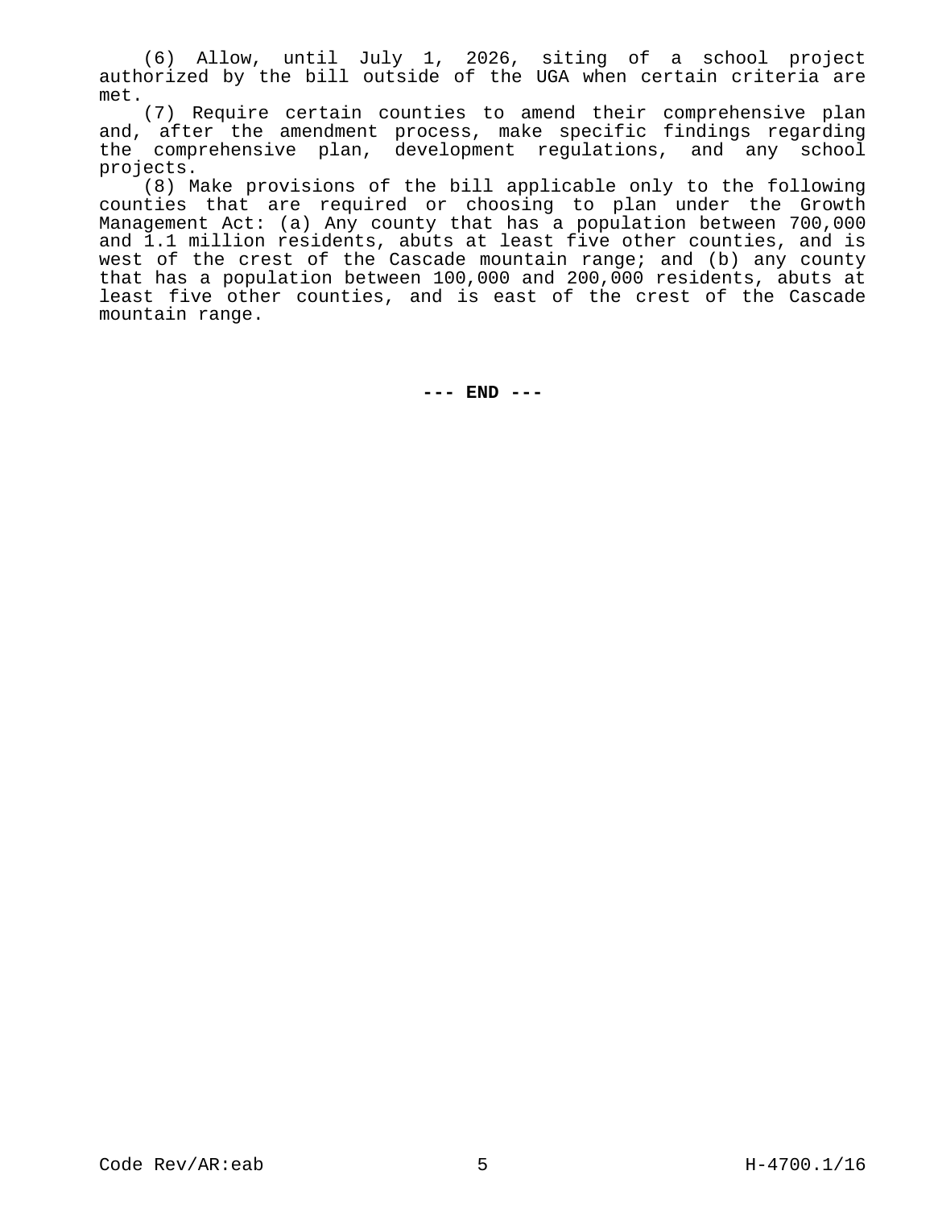(6) Allow, until July 1, 2026, siting of a school project authorized by the bill outside of the UGA when certain criteria are met.

(7) Require certain counties to amend their comprehensive plan and, after the amendment process, make specific findings regarding the comprehensive plan, development regulations, and any school projects.

(8) Make provisions of the bill applicable only to the following counties that are required or choosing to plan under the Growth Management Act: (a) Any county that has a population between 700,000 and 1.1 million residents, abuts at least five other counties, and is west of the crest of the Cascade mountain range; and (b) any county that has a population between 100,000 and 200,000 residents, abuts at least five other counties, and is east of the crest of the Cascade mountain range.

**--- END ---**